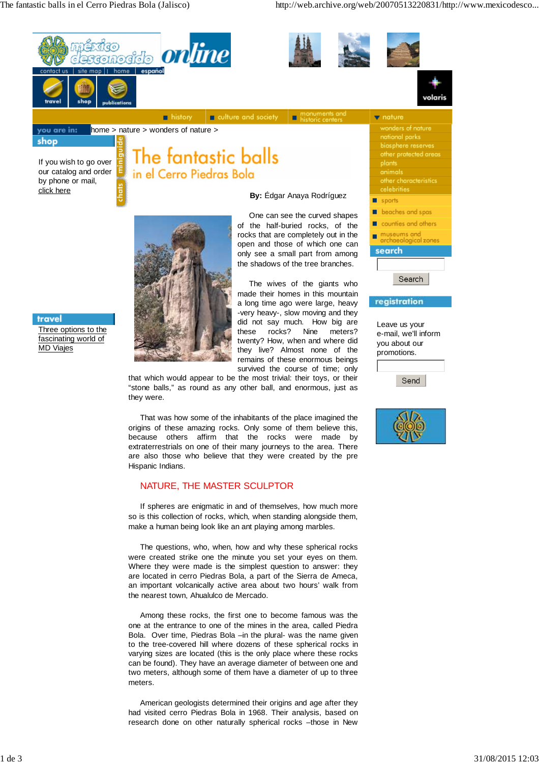# The fantastic balls in el Cerro Piedras Bola

**By:** Édgar Anaya Rodríguez

One can see the curved shapes of the half-buried rocks, of the rocks that are completely out in the open and those of which one can only see a small part from among the shadows of the tree branches.

The wives of the giants who made their homes in this mountain a long time ago were large, heavy -very heavy-, slow moving and they did not say much. How big are these rocks? Nine meters? twenty? How, when and where did they live? Almost none of the remains of these enormous beings survived the course of time; only that which would appear to be the most trivial: their toys, or their "stone balls," as round as any other ball, and enormous, just as they were.

That was how some of the inhabitants of the place imagined the origins of these amazing rocks. Only some of them believe this, because others affirm that the rocks were made by extraterrestrials on one of their many journeys to the area. There are also those who believe that they were created by the pre Hispanic Indians.

## NATURE, THE MASTER SCULPTOR

If spheres are enigmatic in and of themselves, how much more so is this collection of rocks, which, when standing alongside them, make a human being look like an ant playing among marbles.

The questions, who, when, how and why these spherical rocks were created strike one the minute you set your eyes on them. Where they were made is the simplest question to answer: they are located in cerro Piedras Bola, a part of the Sierra de Ameca, an important volcanically active area about two hours' walk from the nearest town, Ahualulco de Mercado.

Among these rocks, the first one to become famous was the one at the entrance to one of the mines in the area, called Piedra Bola. Over time, Piedras Bola –in the plural- was the name given to the tree-covered hill where dozens of these spherical rocks in varying sizes are located (this is the only place where these rocks can be found). They have an average diameter of between one and two meters, although some of them have a diameter of up to three meters.

American geologists determined their origins and age after they had visited cerro Piedras Bola in 1968. Their analysis, based on research done on other naturally spherical rocks –those in New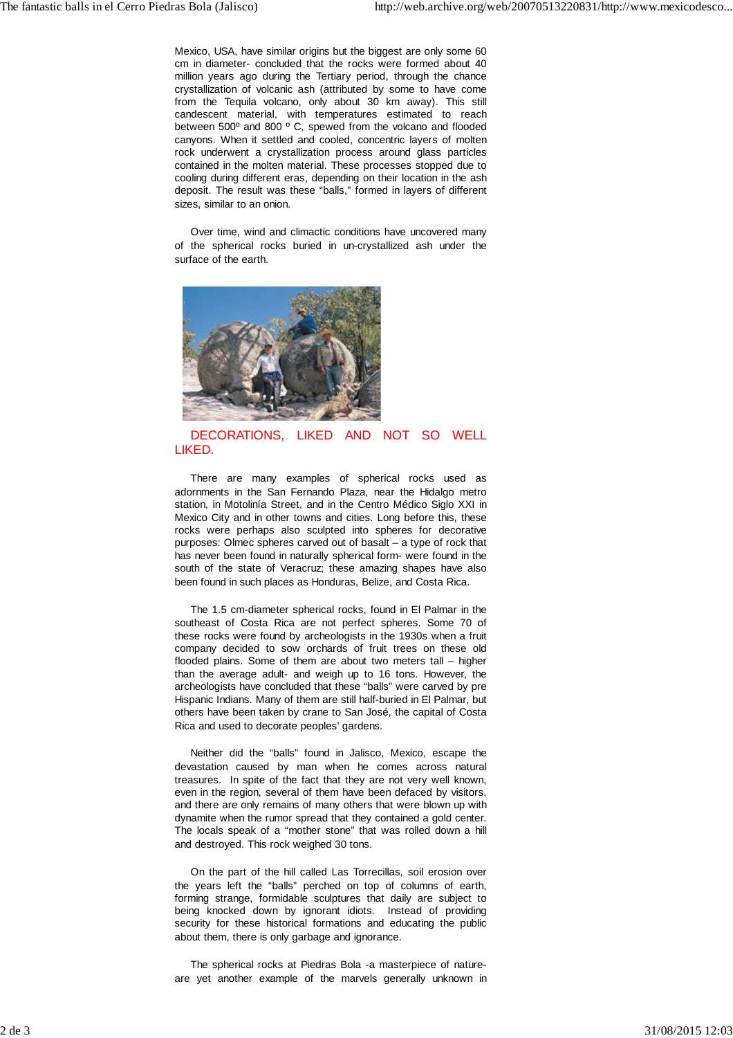Mexico, USA, have similar origins but the biggest are only some 60 cm in diameter- concluded that the rocks were formed about 40 million years ago during the Tertiary period, through the chance crystallization of volcanic ash (attributed by some to have come from the Tequila volcano, only about 30 km away). This still candescent material, with temperatures estimated to reach between 500º and 800 º C, spewed from the volcano and flooded canyons. When it settled and cooled, concentric layers of molten rock underwent a crystallization process around glass particles contained in the molten material. These processes stopped due to cooling during different eras, depending on their location in the ash deposit. The result was these "balls," formed in layers of different sizes, similar to an onion.

Over time, wind and climactic conditions have uncovered many of the spherical rocks buried in un-crystallized ash under the surface of the earth.

## DECORATIONS, LIKED AND NOT SO WELL LIKED.

There are many examples of spherical rocks used as adornments in the San Fernando Plaza, near the Hidalgo metro station, in Motolinía Street, and in the Centro Médico Siglo XXI in Mexico City and in other towns and cities. Long before this, these rocks were perhaps also sculpted into spheres for decorative purposes: Olmec spheres carved out of basalt – a type of rock that has never been found in naturally spherical form- were found in the south of the state of Veracruz; these amazing shapes have also been found in such places as Honduras, Belize, and Costa Rica.

The 1.5 cm-diameter spherical rocks, found in El Palmar in the southeast of Costa Rica are not perfect spheres. Some 70 of these rocks were found by archeologists in the 1930s when a fruit company decided to sow orchards of fruit trees on these old flooded plains. Some of them are about two meters tall – higher than the average adult- and weigh up to 16 tons. However, the archeologists have concluded that these "balls" were carved by pre Hispanic Indians. Many of them are still half-buried in El Palmar, but others have been taken by crane to San José, the capital of Costa Rica and used to decorate peoples' gardens.

Neither did the "balls" found in Jalisco, Mexico, escape the devastation caused by man when he comes across natural treasures. In spite of the fact that they are not very well known, even in the region, several of them have been defaced by visitors, and there are only remains of many others that were blown up with dynamite when the rumor spread that they contained a gold center. The locals speak of a "mother stone" that was rolled down a hill and destroyed. This rock weighed 30 tons.

On the part of the hill called Las Torrecillas, soil erosion over the years left the "balls" perched on top of columns of earth, forming strange, formidable sculptures that daily are subject to being knocked down by ignorant idiots. Instead of providing security for these historical formations and educating the public about them, there is only garbage and ignorance.

The spherical rocks at Piedras Bola -a masterpiece of nature- are yet another example of the marvels generally unknown in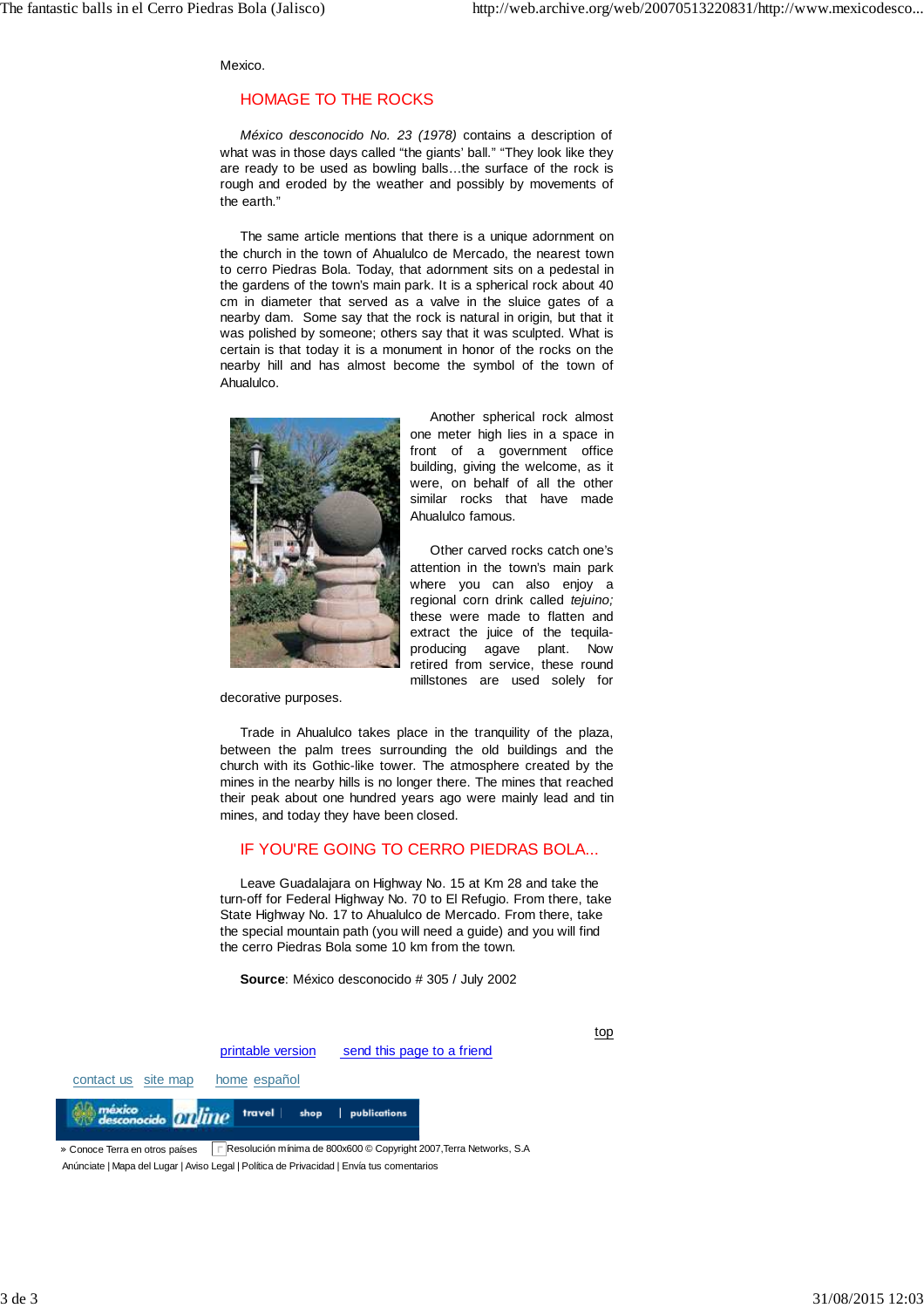Mexico.

## HOMAGE TO THE ROCKS

*México desconocido No. 23 (1978)* contains a description of what was in those days called "the giants' ball." "They look like they are ready to be used as bowling balls…the surface of the rock is rough and eroded by the weather and possibly by movements of the earth."

The same article mentions that there is a unique adornment on the church in the town of Ahualulco de Mercado, the nearest town to cerro Piedras Bola. Today, that adornment sits on a pedestal in the gardens of the town's main park. It is a spherical rock about 40 cm in diameter that served as a valve in the sluice gates of a nearby dam. Some say that the rock is natural in origin, but that it was polished by someone; others say that it was sculpted. What is certain is that today it is a monument in honor of the rocks on the nearby hill and has almost become the symbol of the town of Ahualulco.

Another spherical rock almost one meter high lies in a space in front of a government office building, giving the welcome, as it were, on behalf of all the other similar rocks that have made Ahualulco famous.

Other carved rocks catch one's attention in the town's main park where you can also enjoy a regional corn drink called *tejuino;* these were made to flatten and extract the juice of the tequila-producing agave plant. Now retired from service, these round millstones are used solely for decorative purposes.

Trade in Ahualulco takes place in the tranquility of the plaza, between the palm trees surrounding the old buildings and the church with its Gothic-like tower. The atmosphere created by the mines in the nearby hills is no longer there. The mines that reached their peak about one hundred years ago were mainly lead and tin mines, and today they have been closed.

## IF YOU'RE GOING TO CERRO PIEDRAS BOLA...

Leave Guadalajara on Highway No. 15 at Km 28 and take the turn-off for Federal Highway No. 70 to El Refugio. From there, take State Highway No. 17 to Ahualulco de Mercado. From there, take the special mountain path (you will need a guide) and you will find the cerro Piedras Bola some 10 km from the town.

**Source**: México desconocido # 305 / July 2002

top

printable version   send this page to a friend

contact us   site map   home   español

méxico desconocido online   travel | shop | publications

» Conoce Terra en otros países   Resolución mínima de 800x600 © Copyright 2007,Terra Networks, S.A

Anúnciate | Mapa del Lugar | Aviso Legal | Política de Privacidad | Envía tus comentarios